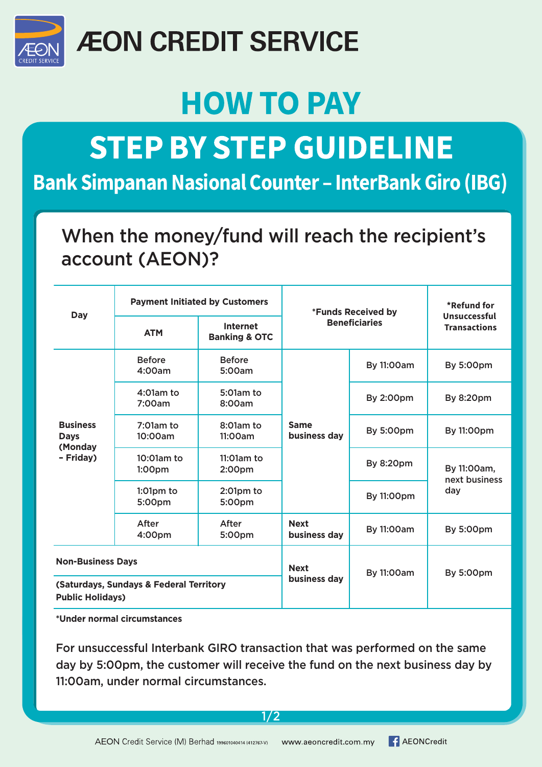# ÆON CREDIT SERVICE

# HOW TO PAY

## STEP BY STEP GUIDELINE

### Bank Simpanan Nasional Counter – InterBank Giro (IBG)

When the money/fund will reach the recipient's account (AEON)?

| Day | Payment Initiated by Customers | | *Funds Received by Beneficiaries | | *Refund for Unsuccessful Transactions |
|---|---|---|---|---|---|
| | ATM | Internet Banking & OTC | | | |
| Business Days (Monday – Friday) | Before 4:00am | Before 5:00am | Same business day | By 11:00am | By 5:00pm |
| | 4:01am to 7:00am | 5:01am to 8:00am | | By 2:00pm | By 8:20pm |
| | 7:01am to 10:00am | 8:01am to 11:00am | | By 5:00pm | By 11:00pm |
| | 10:01am to 1:00pm | 11:01am to 2:00pm | | By 8:20pm | By 11:00am, next business day |
| | 1:01pm to 5:00pm | 2:01pm to 5:00pm | | By 11:00pm | |
| | After 4:00pm | After 5:00pm | Next business day | By 11:00am | By 5:00pm |
| Non-Business Days (Saturdays, Sundays & Federal Territory Public Holidays) | | | Next business day | By 11:00am | By 5:00pm |

*Under normal circumstances

For unsuccessful Interbank GIRO transaction that was performed on the same day by 5:00pm, the customer will receive the fund on the next business day by 11:00am, under normal circumstances.

AEON Credit Service (M) Berhad 199601040414 (412767-V) www.aeoncredit.com.my AEONCredit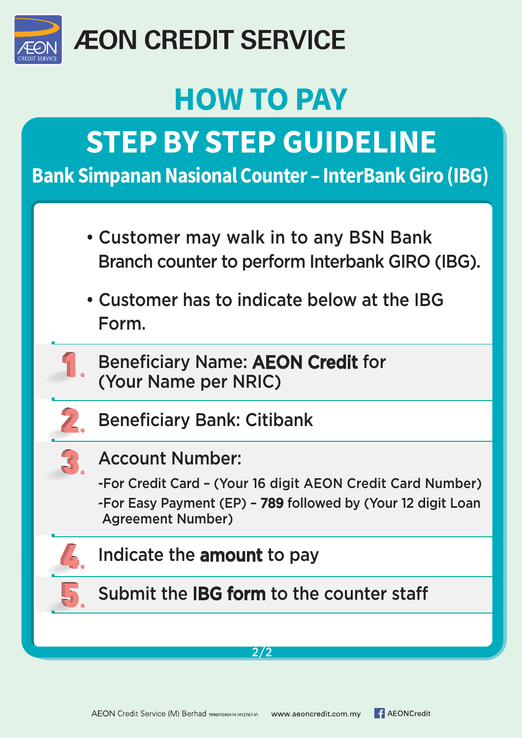ÆON CREDIT SERVICE

# HOW TO PAY

## STEP BY STEP GUIDELINE

### Bank Simpanan Nasional Counter – InterBank Giro (IBG)

- Customer may walk in to any BSN Bank Branch counter to perform Interbank GIRO (IBG).
- Customer has to indicate below at the IBG Form.

1. Beneficiary Name: **AEON Credit** for (Your Name per NRIC)
2. Beneficiary Bank: Citibank
3. Account Number:
   - -For Credit Card – (Your 16 digit AEON Credit Card Number)
   - -For Easy Payment (EP) – **789** followed by (Your 12 digit Loan Agreement Number)
4. Indicate the **amount** to pay
5. Submit the **IBG form** to the counter staff

AEON Credit Service (M) Berhad 199601040414 (412767-V) www.aeoncredit.com.my AEONCredit